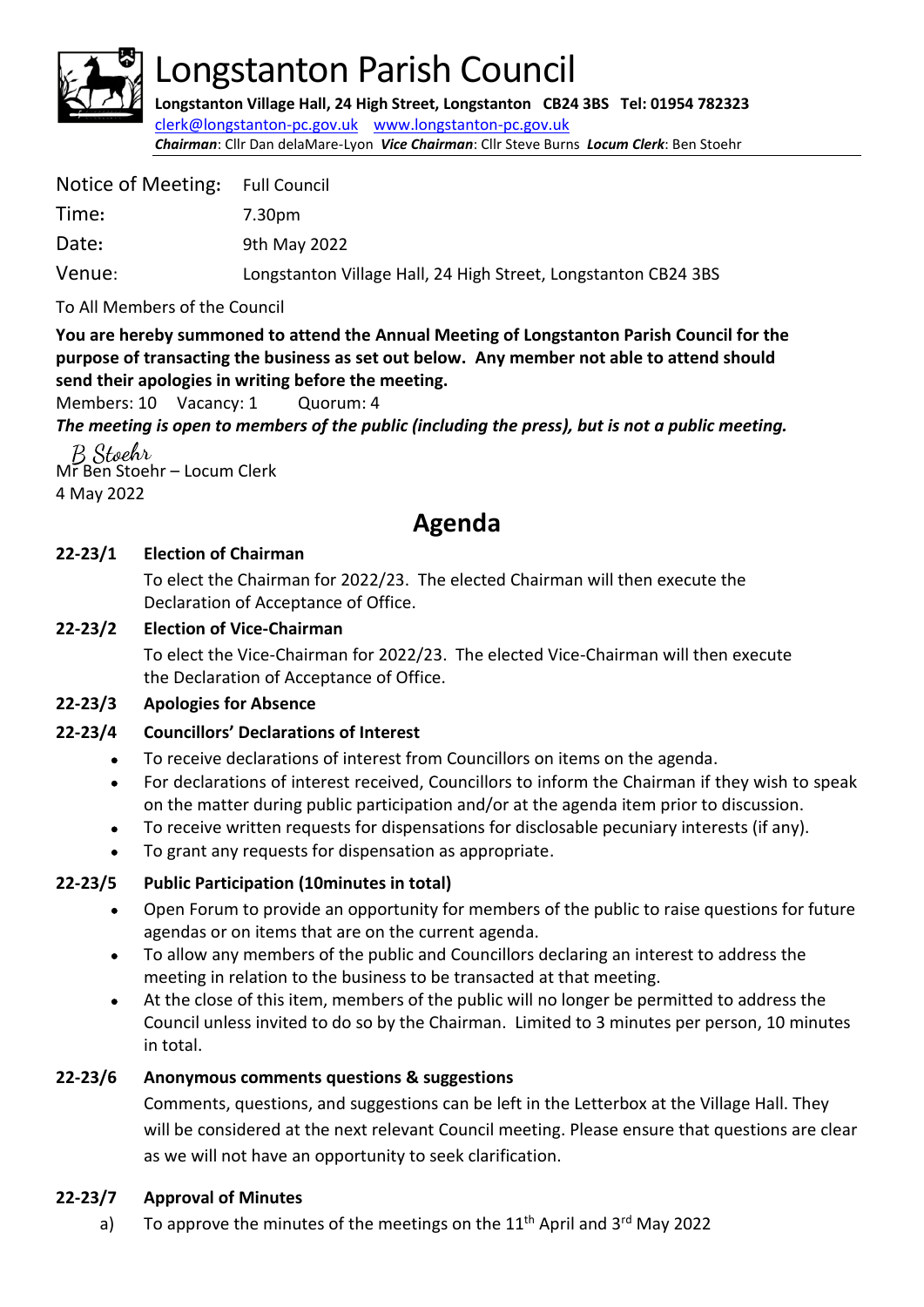# Longstanton Parish Council

**Longstanton Village Hall, 24 High Street, Longstanton CB24 3BS Tel: 01954 782323**
clerk@longstanton-pc.gov.uk www.longstanton-pc.gov.uk
***Chairman***: Cllr Dan delaMare-Lyon ***Vice Chairman***: Cllr Steve Burns ***Locum Clerk***: Ben Stoehr

| | |
|---|---|
| Notice of Meeting: | Full Council |
| Time: | 7.30pm |
| Date: | 9th May 2022 |
| Venue: | Longstanton Village Hall, 24 High Street, Longstanton CB24 3BS |

To All Members of the Council

**You are hereby summoned to attend the Annual Meeting of Longstanton Parish Council for the purpose of transacting the business as set out below. Any member not able to attend should send their apologies in writing before the meeting.**

Members: 10 Vacancy: 1 Quorum: 4

***The meeting is open to members of the public (including the press), but is not a public meeting.***

B Stoehr
Mr Ben Stoehr – Locum Clerk
4 May 2022

## Agenda

**22-23/1 Election of Chairman**

To elect the Chairman for 2022/23. The elected Chairman will then execute the Declaration of Acceptance of Office.

**22-23/2 Election of Vice-Chairman**

To elect the Vice-Chairman for 2022/23. The elected Vice-Chairman will then execute the Declaration of Acceptance of Office.

**22-23/3 Apologies for Absence**

**22-23/4 Councillors' Declarations of Interest**

- To receive declarations of interest from Councillors on items on the agenda.
- For declarations of interest received, Councillors to inform the Chairman if they wish to speak on the matter during public participation and/or at the agenda item prior to discussion.
- To receive written requests for dispensations for disclosable pecuniary interests (if any).
- To grant any requests for dispensation as appropriate.

**22-23/5 Public Participation (10minutes in total)**

- Open Forum to provide an opportunity for members of the public to raise questions for future agendas or on items that are on the current agenda.
- To allow any members of the public and Councillors declaring an interest to address the meeting in relation to the business to be transacted at that meeting.
- At the close of this item, members of the public will no longer be permitted to address the Council unless invited to do so by the Chairman. Limited to 3 minutes per person, 10 minutes in total.

**22-23/6 Anonymous comments questions & suggestions**

Comments, questions, and suggestions can be left in the Letterbox at the Village Hall. They will be considered at the next relevant Council meeting. Please ensure that questions are clear as we will not have an opportunity to seek clarification.

**22-23/7 Approval of Minutes**

a) To approve the minutes of the meetings on the 11th April and 3rd May 2022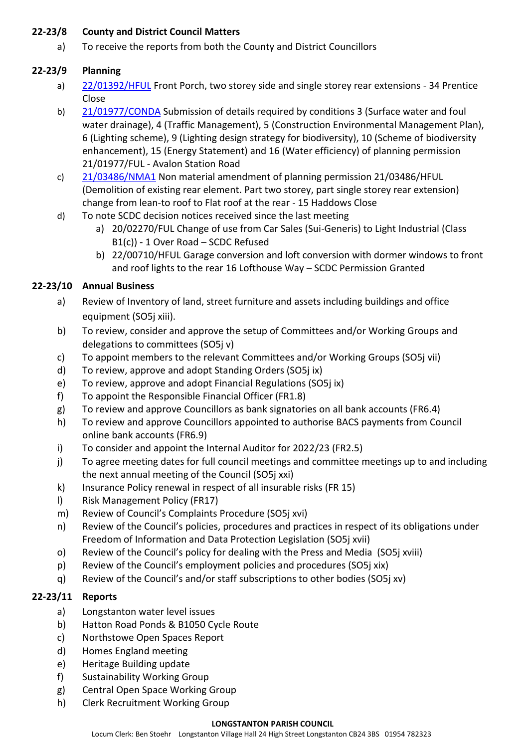**22-23/8 County and District Council Matters**

a) To receive the reports from both the County and District Councillors

**22-23/9 Planning**

a) [22/01392/HFUL] Front Porch, two storey side and single storey rear extensions - 34 Prentice Close

b) [21/01977/CONDA] Submission of details required by conditions 3 (Surface water and foul water drainage), 4 (Traffic Management), 5 (Construction Environmental Management Plan), 6 (Lighting scheme), 9 (Lighting design strategy for biodiversity), 10 (Scheme of biodiversity enhancement), 15 (Energy Statement) and 16 (Water efficiency) of planning permission 21/01977/FUL - Avalon Station Road

c) [21/03486/NMA1] Non material amendment of planning permission 21/03486/HFUL (Demolition of existing rear element. Part two storey, part single storey rear extension) change from lean-to roof to Flat roof at the rear - 15 Haddows Close

d) To note SCDC decision notices received since the last meeting
   - a) 20/02270/FUL Change of use from Car Sales (Sui-Generis) to Light Industrial (Class B1(c)) - 1 Over Road – SCDC Refused
   - b) 22/00710/HFUL Garage conversion and loft conversion with dormer windows to front and roof lights to the rear 16 Lofthouse Way – SCDC Permission Granted

**22-23/10 Annual Business**

a) Review of Inventory of land, street furniture and assets including buildings and office equipment (SO5j xiii).

b) To review, consider and approve the setup of Committees and/or Working Groups and delegations to committees (SO5j v)

c) To appoint members to the relevant Committees and/or Working Groups (SO5j vii)

d) To review, approve and adopt Standing Orders (SO5j ix)

e) To review, approve and adopt Financial Regulations (SO5j ix)

f) To appoint the Responsible Financial Officer (FR1.8)

g) To review and approve Councillors as bank signatories on all bank accounts (FR6.4)

h) To review and approve Councillors appointed to authorise BACS payments from Council online bank accounts (FR6.9)

i) To consider and appoint the Internal Auditor for 2022/23 (FR2.5)

j) To agree meeting dates for full council meetings and committee meetings up to and including the next annual meeting of the Council (SO5j xxi)

k) Insurance Policy renewal in respect of all insurable risks (FR 15)

l) Risk Management Policy (FR17)

m) Review of Council's Complaints Procedure (SO5j xvi)

n) Review of the Council's policies, procedures and practices in respect of its obligations under Freedom of Information and Data Protection Legislation (SO5j xvii)

o) Review of the Council's policy for dealing with the Press and Media (SO5j xviii)

p) Review of the Council's employment policies and procedures (SO5j xix)

q) Review of the Council's and/or staff subscriptions to other bodies (SO5j xv)

**22-23/11 Reports**

a) Longstanton water level issues

b) Hatton Road Ponds & B1050 Cycle Route

c) Northstowe Open Spaces Report

d) Homes England meeting

e) Heritage Building update

f) Sustainability Working Group

g) Central Open Space Working Group

h) Clerk Recruitment Working Group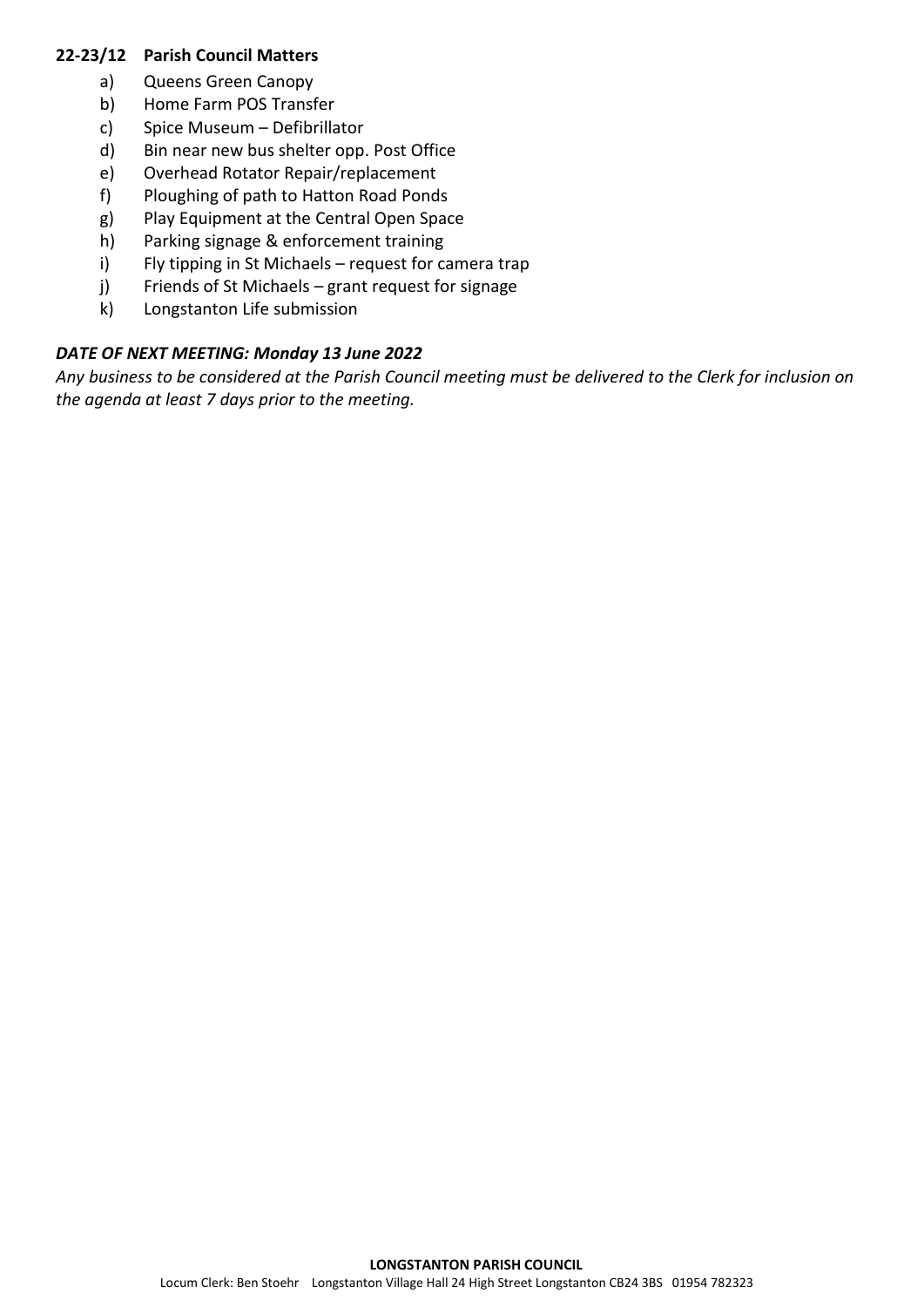**22-23/12 Parish Council Matters**

a) Queens Green Canopy
b) Home Farm POS Transfer
c) Spice Museum – Defibrillator
d) Bin near new bus shelter opp. Post Office
e) Overhead Rotator Repair/replacement
f) Ploughing of path to Hatton Road Ponds
g) Play Equipment at the Central Open Space
h) Parking signage & enforcement training
i) Fly tipping in St Michaels – request for camera trap
j) Friends of St Michaels – grant request for signage
k) Longstanton Life submission

***DATE OF NEXT MEETING: Monday 13 June 2022***

*Any business to be considered at the Parish Council meeting must be delivered to the Clerk for inclusion on the agenda at least 7 days prior to the meeting.*